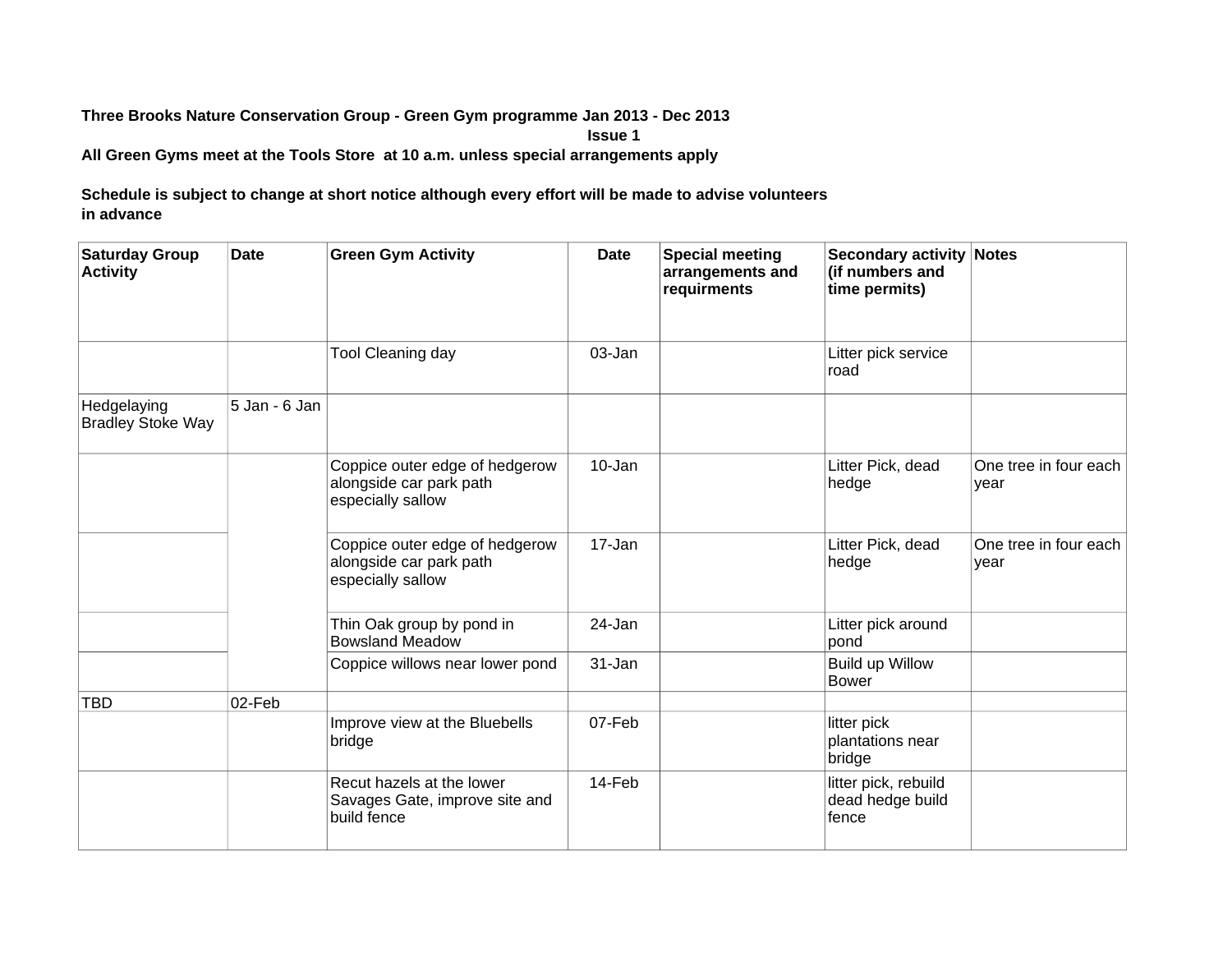**Three Brooks Nature Conservation Group - Green Gym programme Jan 2013 - Dec 2013**

**Issue 1**

**All Green Gyms meet at the Tools Store at 10 a.m. unless special arrangements apply**

**Schedule is subject to change at short notice although every effort will be made to advise volunteers in advance**

| Saturday Group Activity | Date | Green Gym Activity | Date | Special meeting arrangements and requirments | Secondary activity (if numbers and time permits) | Notes |
|---|---|---|---|---|---|---|
| | | Tool Cleaning day | 03-Jan | | Litter pick service road | |
| Hedgelaying Bradley Stoke Way | 5 Jan - 6 Jan | | | | | |
| | | Coppice outer edge of hedgerow alongside car park path especially sallow | 10-Jan | | Litter Pick, dead hedge | One tree in four each year |
| | | Coppice outer edge of hedgerow alongside car park path especially sallow | 17-Jan | | Litter Pick, dead hedge | One tree in four each year |
| | | Thin Oak group by pond in Bowsland Meadow | 24-Jan | | Litter pick around pond | |
| | | Coppice willows near lower pond | 31-Jan | | Build up Willow Bower | |
| TBD | 02-Feb | | | | | |
| | | Improve view at the Bluebells bridge | 07-Feb | | litter pick plantations near bridge | |
| | | Recut hazels at the lower Savages Gate, improve site and build fence | 14-Feb | | litter pick, rebuild dead hedge build fence | |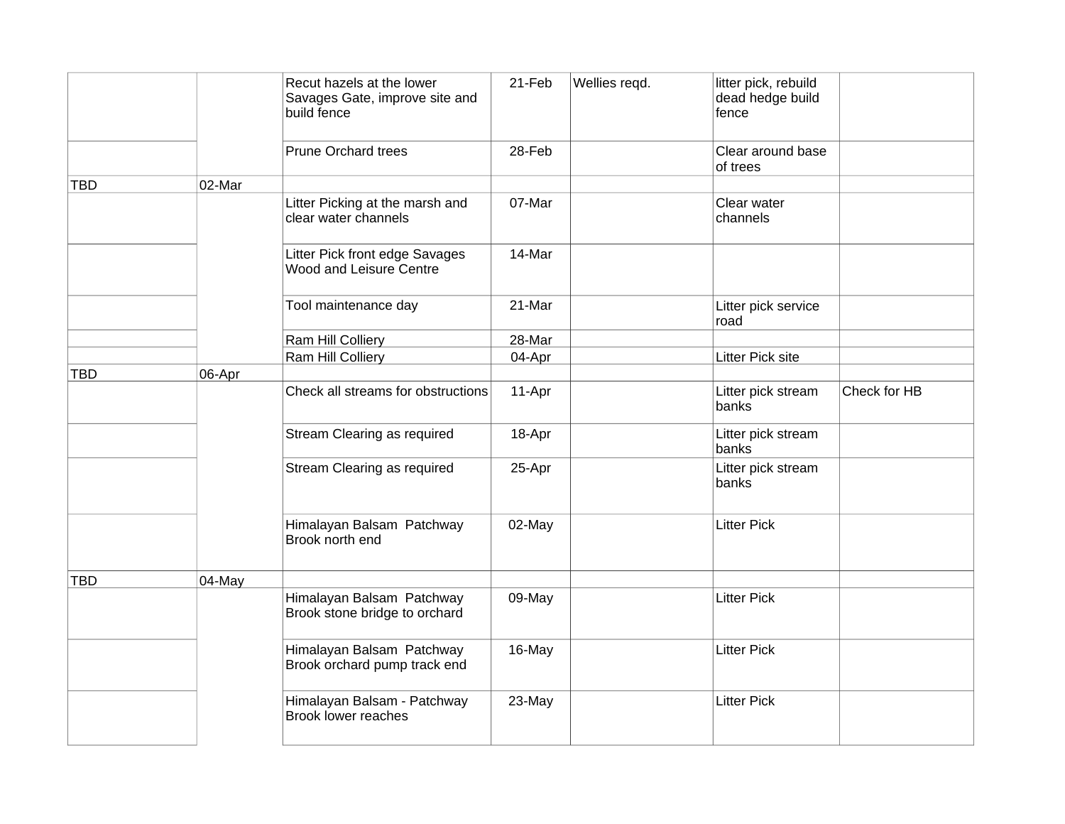| | | | | | | |
|---|---|---|---|---|---|---|
| | | Recut hazels at the lower Savages Gate, improve site and build fence | 21-Feb | Wellies reqd. | litter pick, rebuild dead hedge build fence | |
| | | Prune Orchard trees | 28-Feb | | Clear around base of trees | |
| TBD | 02-Mar | | | | | |
| | | Litter Picking at the marsh and clear water channels | 07-Mar | | Clear water channels | |
| | | Litter Pick front edge Savages Wood and Leisure Centre | 14-Mar | | | |
| | | Tool maintenance day | 21-Mar | | Litter pick service road | |
| | | Ram Hill Colliery | 28-Mar | | | |
| | | Ram Hill Colliery | 04-Apr | | Litter Pick site | |
| TBD | 06-Apr | | | | | |
| | | Check all streams for obstructions | 11-Apr | | Litter pick stream banks | Check for HB |
| | | Stream Clearing as required | 18-Apr | | Litter pick stream banks | |
| | | Stream Clearing as required | 25-Apr | | Litter pick stream banks | |
| | | Himalayan Balsam Patchway Brook north end | 02-May | | Litter Pick | |
| TBD | 04-May | | | | | |
| | | Himalayan Balsam Patchway Brook stone bridge to orchard | 09-May | | Litter Pick | |
| | | Himalayan Balsam Patchway Brook orchard pump track end | 16-May | | Litter Pick | |
| | | Himalayan Balsam - Patchway Brook lower reaches | 23-May | | Litter Pick | |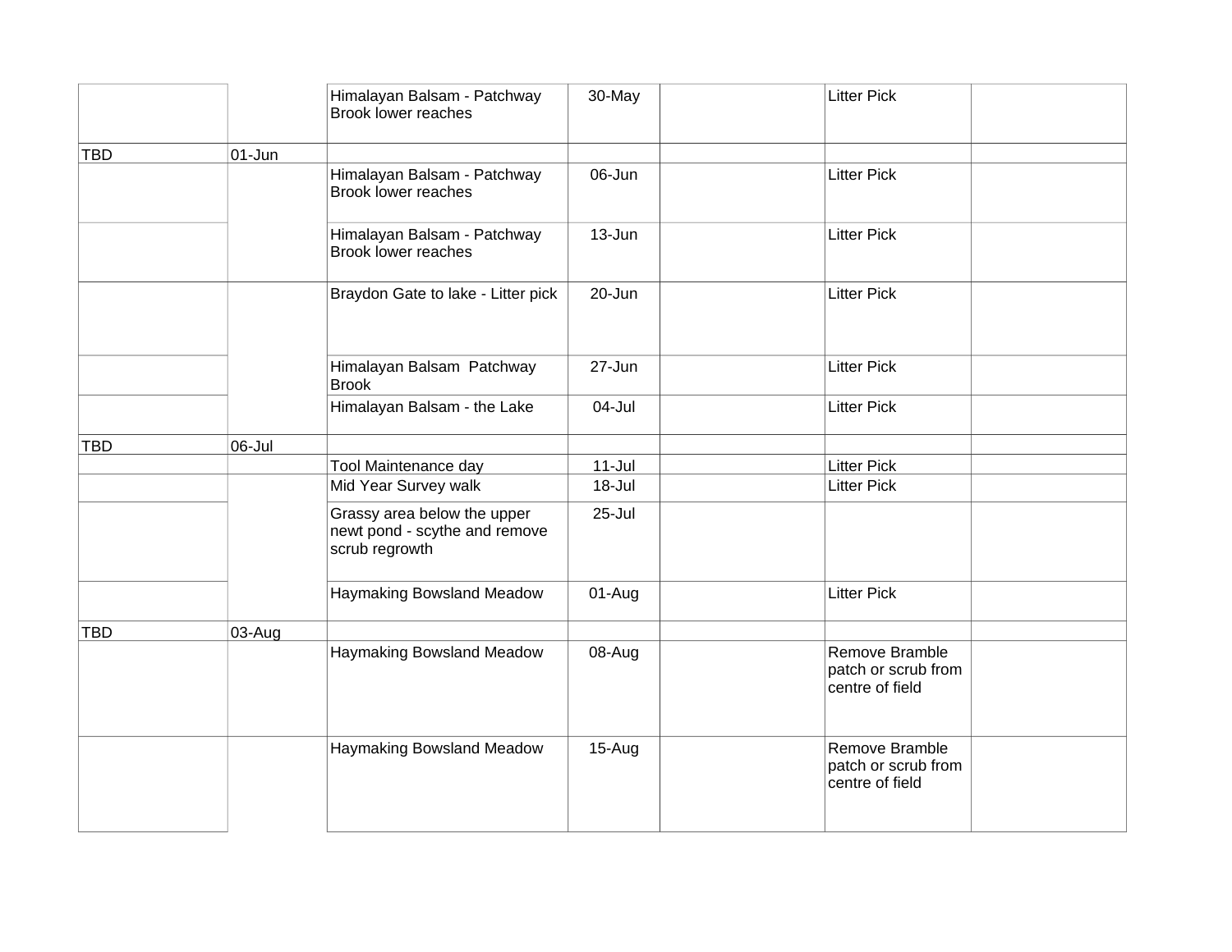| | | | | | | |
|---|---|---|---|---|---|---|
| | | Himalayan Balsam - Patchway Brook lower reaches | 30-May | | Litter Pick | |
| TBD | 01-Jun | | | | | |
| | | Himalayan Balsam - Patchway Brook lower reaches | 06-Jun | | Litter Pick | |
| | | Himalayan Balsam - Patchway Brook lower reaches | 13-Jun | | Litter Pick | |
| | | Braydon Gate to lake - Litter pick | 20-Jun | | Litter Pick | |
| | | Himalayan Balsam Patchway Brook | 27-Jun | | Litter Pick | |
| | | Himalayan Balsam - the Lake | 04-Jul | | Litter Pick | |
| TBD | 06-Jul | | | | | |
| | | Tool Maintenance day | 11-Jul | | Litter Pick | |
| | | Mid Year Survey walk | 18-Jul | | Litter Pick | |
| | | Grassy area below the upper newt pond - scythe and remove scrub regrowth | 25-Jul | | | |
| | | Haymaking Bowsland Meadow | 01-Aug | | Litter Pick | |
| TBD | 03-Aug | | | | | |
| | | Haymaking Bowsland Meadow | 08-Aug | | Remove Bramble patch or scrub from centre of field | |
| | | Haymaking Bowsland Meadow | 15-Aug | | Remove Bramble patch or scrub from centre of field | |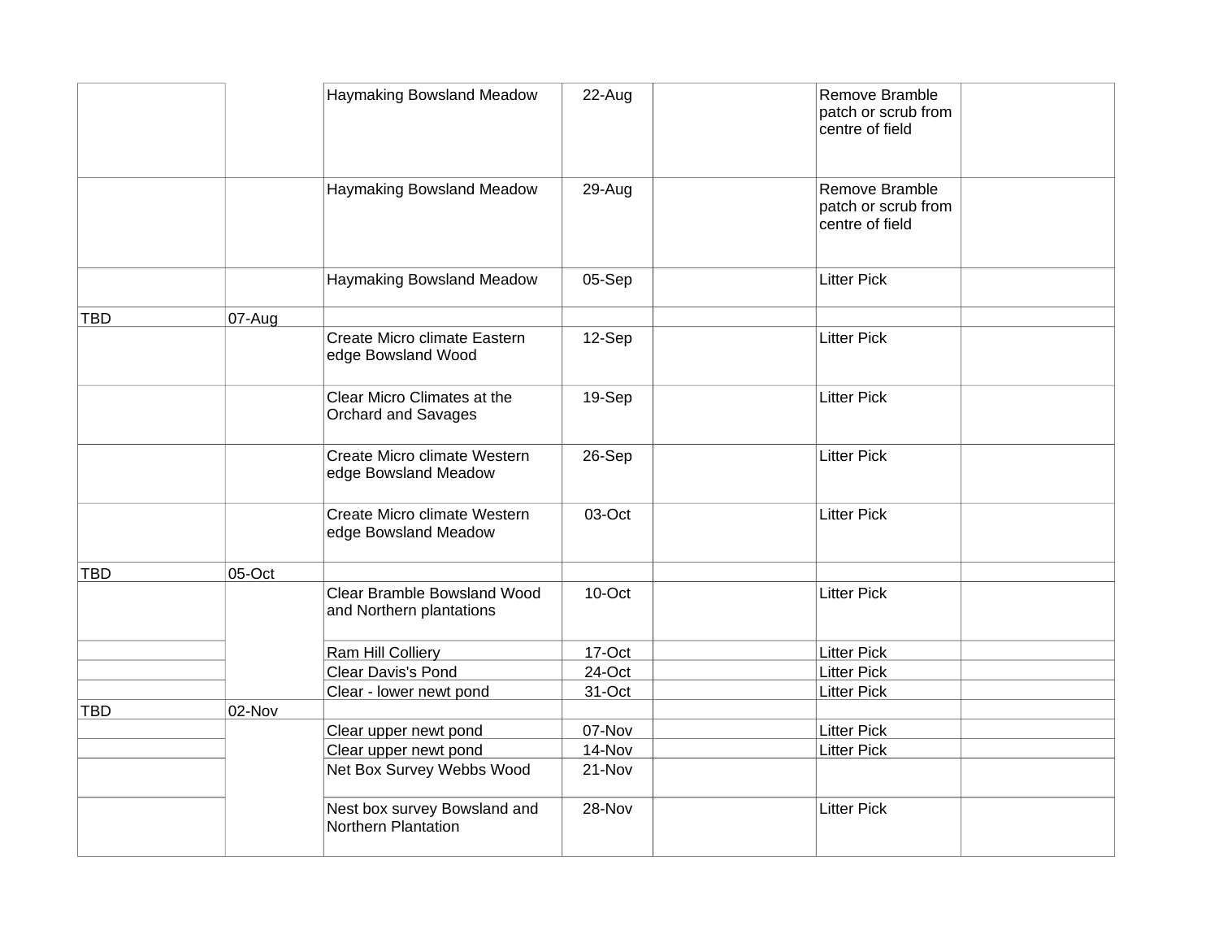| | | | | | | |
|---|---|---|---|---|---|---|
| | | Haymaking Bowsland Meadow | 22-Aug | | Remove Bramble patch or scrub from centre of field | |
| | | Haymaking Bowsland Meadow | 29-Aug | | Remove Bramble patch or scrub from centre of field | |
| | | Haymaking Bowsland Meadow | 05-Sep | | Litter Pick | |
| TBD | 07-Aug | | | | | |
| | | Create Micro climate Eastern edge Bowsland Wood | 12-Sep | | Litter Pick | |
| | | Clear Micro Climates at the Orchard and Savages | 19-Sep | | Litter Pick | |
| | | Create Micro climate Western edge Bowsland Meadow | 26-Sep | | Litter Pick | |
| | | Create Micro climate Western edge Bowsland Meadow | 03-Oct | | Litter Pick | |
| TBD | 05-Oct | | | | | |
| | | Clear Bramble Bowsland Wood and Northern plantations | 10-Oct | | Litter Pick | |
| | | Ram Hill Colliery | 17-Oct | | Litter Pick | |
| | | Clear Davis's Pond | 24-Oct | | Litter Pick | |
| | | Clear - lower newt pond | 31-Oct | | Litter Pick | |
| TBD | 02-Nov | | | | | |
| | | Clear upper newt pond | 07-Nov | | Litter Pick | |
| | | Clear upper newt pond | 14-Nov | | Litter Pick | |
| | | Net Box Survey Webbs Wood | 21-Nov | | | |
| | | Nest box survey Bowsland and Northern Plantation | 28-Nov | | Litter Pick | |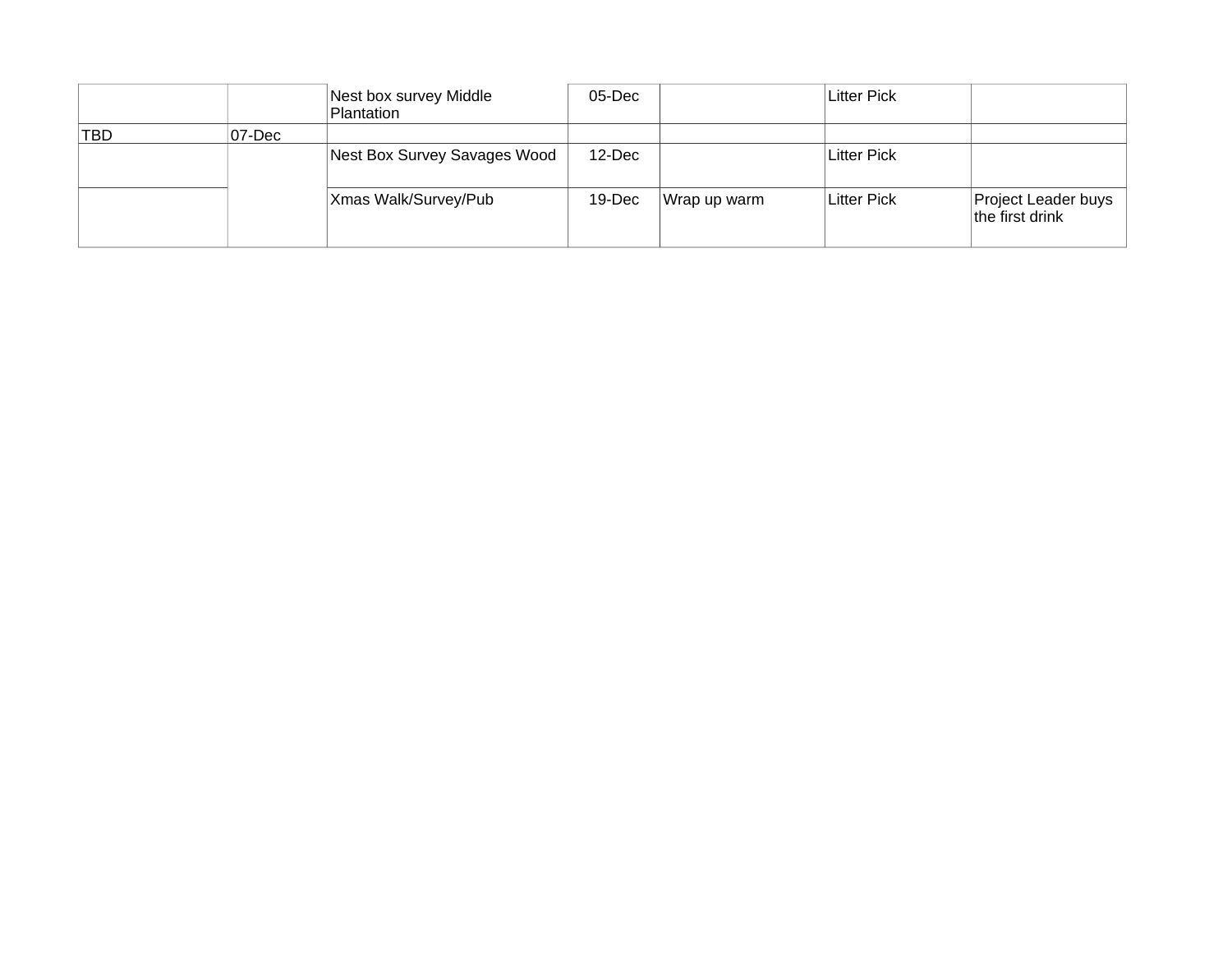| | | | | | | |
|---|---|---|---|---|---|---|
| | | Nest box survey Middle Plantation | 05-Dec | | Litter Pick | |
| TBD | 07-Dec | | | | | |
| | | Nest Box Survey Savages Wood | 12-Dec | | Litter Pick | |
| | | Xmas Walk/Survey/Pub | 19-Dec | Wrap up warm | Litter Pick | Project Leader buys the first drink |